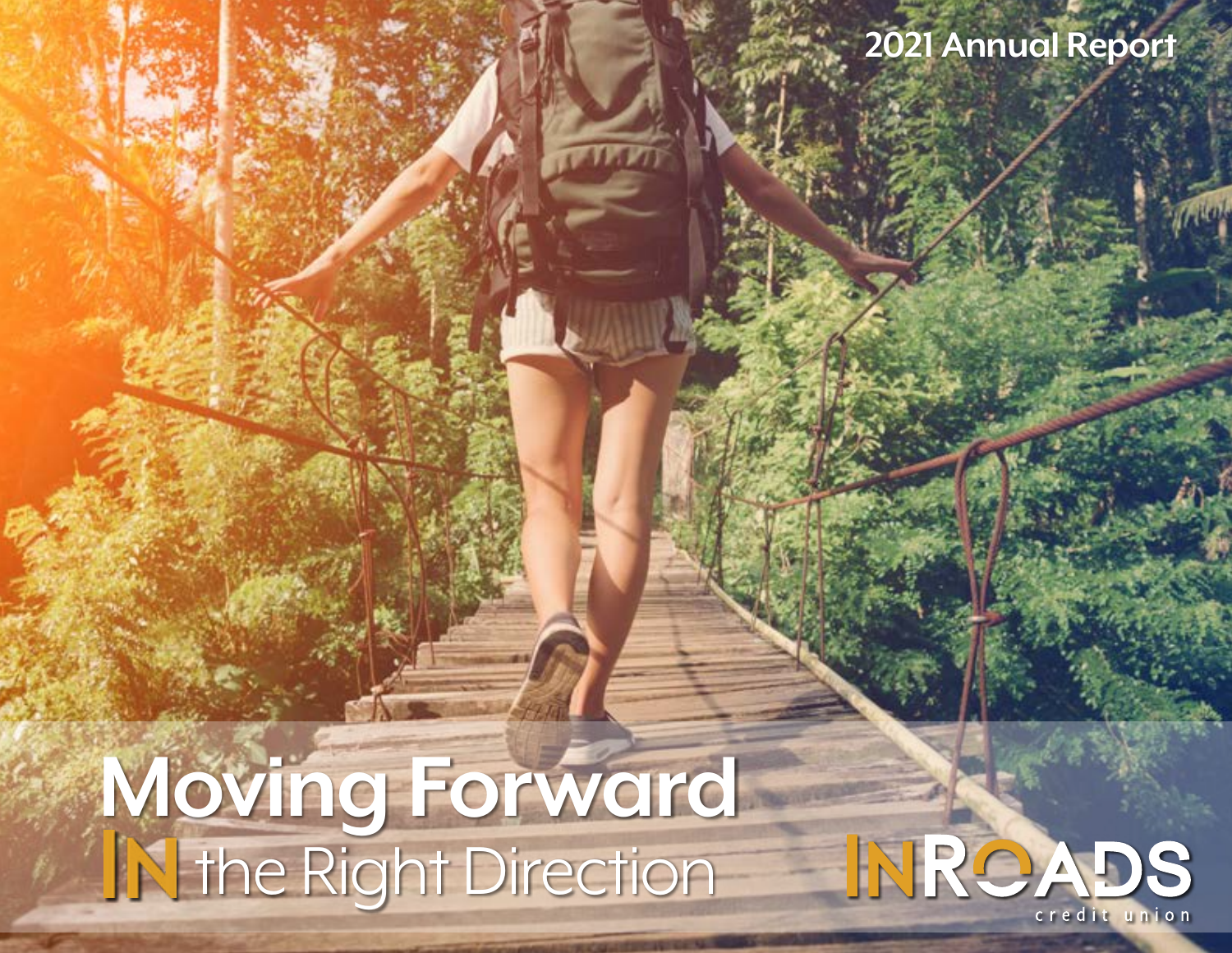2021 Annual Report

# Moving Forward IN the Right Direction

INROADS credit union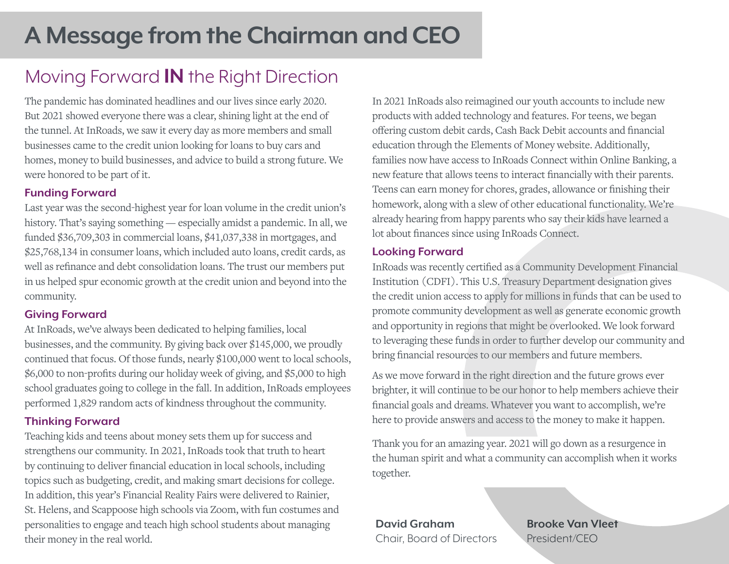# A Message from the Chairman and CEO

## Moving Forward **IN** the Right Direction

The pandemic has dominated headlines and our lives since early 2020. But 2021 showed everyone there was a clear, shining light at the end of the tunnel. At InRoads, we saw it every day as more members and small businesses came to the credit union looking for loans to buy cars and homes, money to build businesses, and advice to build a strong future. We were honored to be part of it.

### Funding Forward

Last year was the second-highest year for loan volume in the credit union's history. That's saying something — especially amidst a pandemic. In all, we funded $36,709,303 in commercial loans, $41,037,338 in mortgages, and $25,768,134 in consumer loans, which included auto loans, credit cards, as well as refinance and debt consolidation loans. The trust our members put in us helped spur economic growth at the credit union and beyond into the community.

### Giving Forward

At InRoads, we've always been dedicated to helping families, local businesses, and the community. By giving back over $145,000, we proudly continued that focus. Of those funds, nearly $100,000 went to local schools, $6,000 to non-profits during our holiday week of giving, and $5,000 to high school graduates going to college in the fall. In addition, InRoads employees performed 1,829 random acts of kindness throughout the community.

### Thinking Forward

Teaching kids and teens about money sets them up for success and strengthens our community. In 2021, InRoads took that truth to heart by continuing to deliver financial education in local schools, including topics such as budgeting, credit, and making smart decisions for college. In addition, this year's Financial Reality Fairs were delivered to Rainier, St. Helens, and Scappoose high schools via Zoom, with fun costumes and personalities to engage and teach high school students about managing their money in the real world.

In 2021 InRoads also reimagined our youth accounts to include new products with added technology and features. For teens, we began offering custom debit cards, Cash Back Debit accounts and financial education through the Elements of Money website. Additionally, families now have access to InRoads Connect within Online Banking, a new feature that allows teens to interact financially with their parents. Teens can earn money for chores, grades, allowance or finishing their homework, along with a slew of other educational functionality. We're already hearing from happy parents who say their kids have learned a lot about finances since using InRoads Connect.

### Looking Forward

InRoads was recently certified as a Community Development Financial Institution (CDFI). This U.S. Treasury Department designation gives the credit union access to apply for millions in funds that can be used to promote community development as well as generate economic growth and opportunity in regions that might be overlooked. We look forward to leveraging these funds in order to further develop our community and bring financial resources to our members and future members.

As we move forward in the right direction and the future grows ever brighter, it will continue to be our honor to help members achieve their financial goals and dreams. Whatever you want to accomplish, we're here to provide answers and access to the money to make it happen.

Thank you for an amazing year. 2021 will go down as a resurgence in the human spirit and what a community can accomplish when it works together.

**David Graham**
Chair, Board of Directors

**Brooke Van Vleet**
President/CEO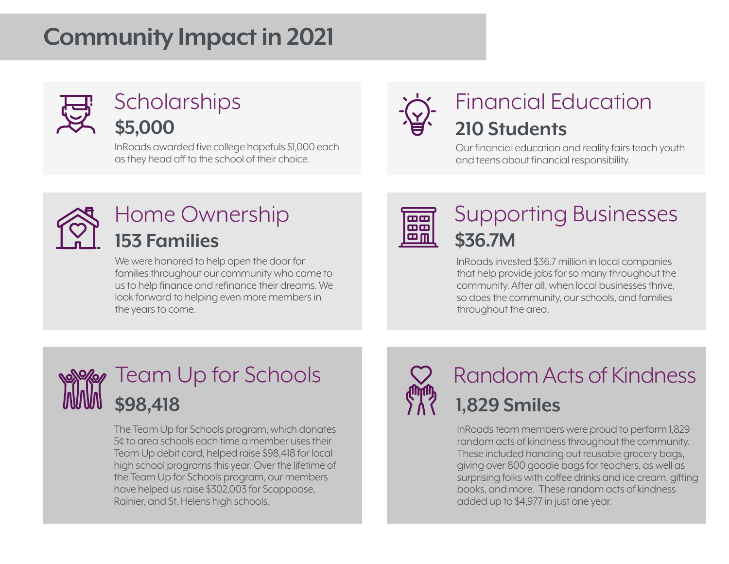# Community Impact in 2021

## Scholarships

**$5,000**

InRoads awarded five college hopefuls $1,000 each as they head off to the school of their choice.

## Financial Education

**210 Students**

Our financial education and reality fairs teach youth and teens about financial responsibility.

## Home Ownership

**153 Families**

We were honored to help open the door for families throughout our community who came to us to help finance and refinance their dreams. We look forward to helping even more members in the years to come.

## Supporting Businesses

**$36.7M**

InRoads invested $36.7 million in local companies that help provide jobs for so many throughout the community. After all, when local businesses thrive, so does the community, our schools, and families throughout the area.

## Team Up for Schools

**$98,418**

The Team Up for Schools program, which donates 5¢ to area schools each time a member uses their Team Up debit card, helped raise $98,418 for local high school programs this year. Over the lifetime of the Team Up for Schools program, our members have helped us raise $302,003 for Scappoose, Rainier, and St. Helens high schools.

## Random Acts of Kindness

**1,829 Smiles**

InRoads team members were proud to perform 1,829 random acts of kindness throughout the community. These included handing out reusable grocery bags, giving over 800 goodie bags for teachers, as well as surprising folks with coffee drinks and ice cream, gifting books, and more. These random acts of kindness added up to $4,977 in just one year.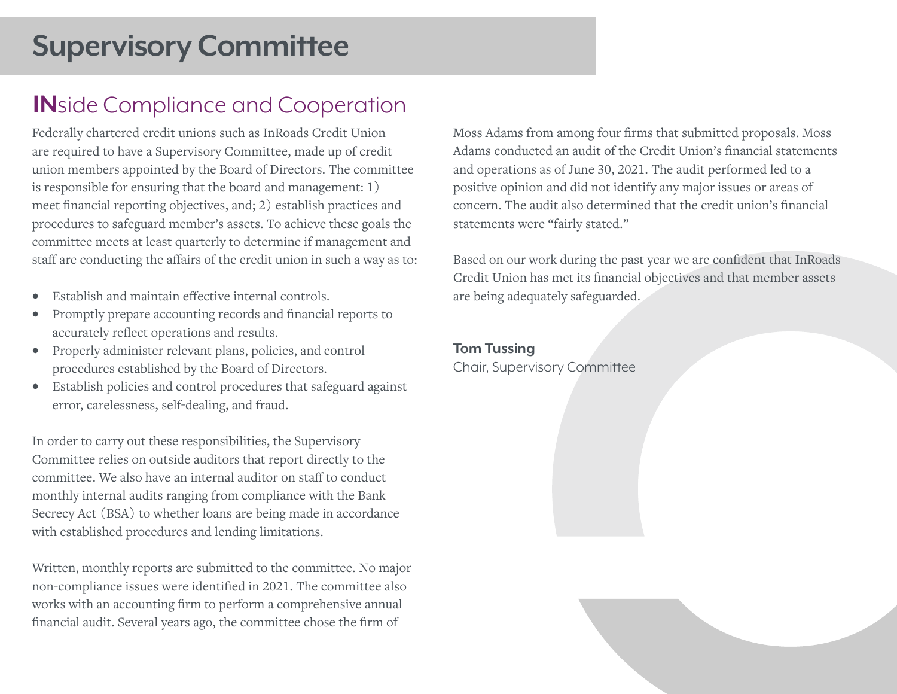# Supervisory Committee

## INside Compliance and Cooperation

Federally chartered credit unions such as InRoads Credit Union are required to have a Supervisory Committee, made up of credit union members appointed by the Board of Directors. The committee is responsible for ensuring that the board and management: 1) meet financial reporting objectives, and; 2) establish practices and procedures to safeguard member's assets. To achieve these goals the committee meets at least quarterly to determine if management and staff are conducting the affairs of the credit union in such a way as to:

- Establish and maintain effective internal controls.
- Promptly prepare accounting records and financial reports to accurately reflect operations and results.
- Properly administer relevant plans, policies, and control procedures established by the Board of Directors.
- Establish policies and control procedures that safeguard against error, carelessness, self-dealing, and fraud.

In order to carry out these responsibilities, the Supervisory Committee relies on outside auditors that report directly to the committee. We also have an internal auditor on staff to conduct monthly internal audits ranging from compliance with the Bank Secrecy Act (BSA) to whether loans are being made in accordance with established procedures and lending limitations.

Written, monthly reports are submitted to the committee. No major non-compliance issues were identified in 2021. The committee also works with an accounting firm to perform a comprehensive annual financial audit. Several years ago, the committee chose the firm of Moss Adams from among four firms that submitted proposals. Moss Adams conducted an audit of the Credit Union's financial statements and operations as of June 30, 2021. The audit performed led to a positive opinion and did not identify any major issues or areas of concern. The audit also determined that the credit union's financial statements were "fairly stated."

Based on our work during the past year we are confident that InRoads Credit Union has met its financial objectives and that member assets are being adequately safeguarded.

**Tom Tussing**
Chair, Supervisory Committee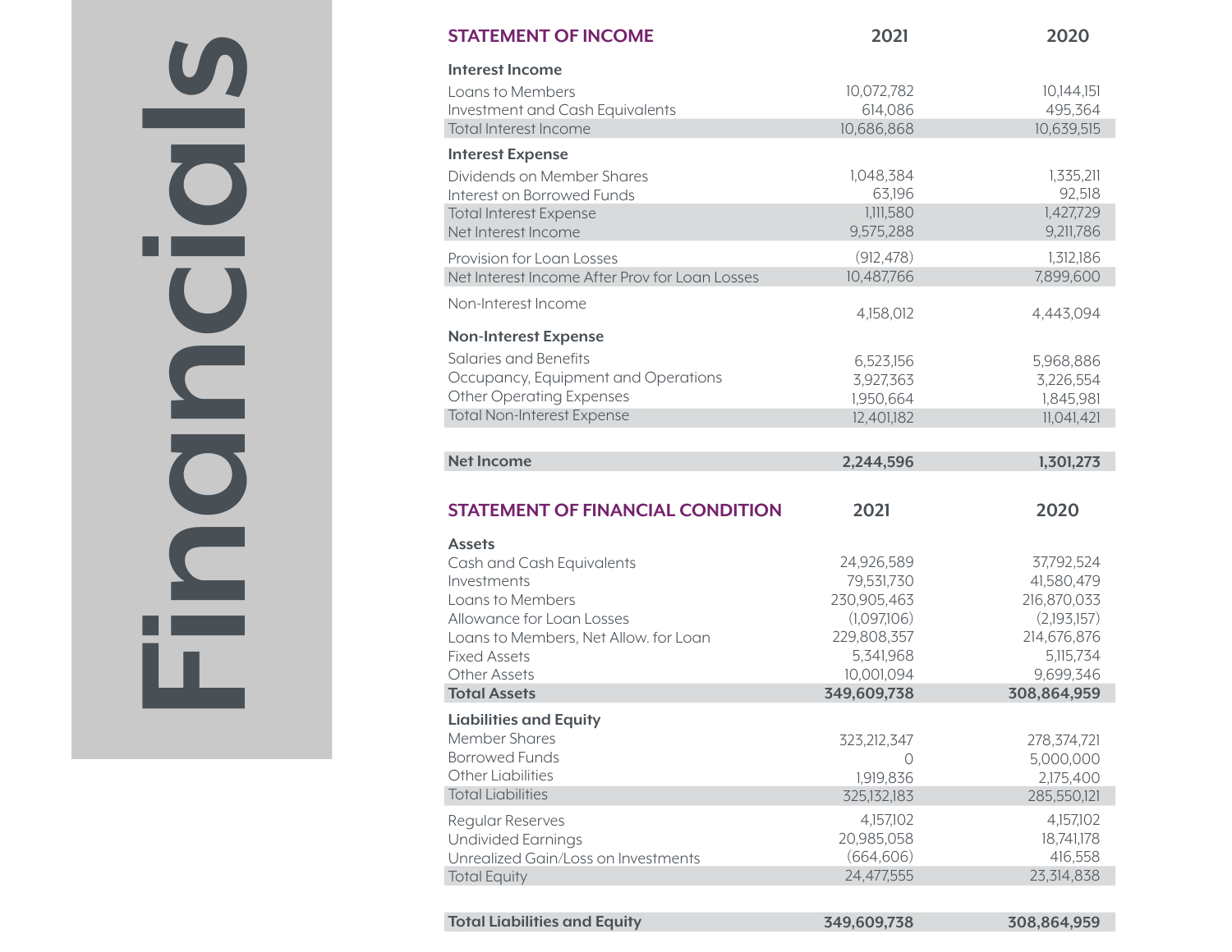# Financials

| STATEMENT OF INCOME | 2021 | 2020 |
|---|---|---|
| **Interest Income** | | |
| Loans to Members | 10,072,782 | 10,144,151 |
| Investment and Cash Equivalents | 614,086 | 495,364 |
| Total Interest Income | 10,686,868 | 10,639,515 |
| **Interest Expense** | | |
| Dividends on Member Shares | 1,048,384 | 1,335,211 |
| Interest on Borrowed Funds | 63,196 | 92,518 |
| Total Interest Expense | 1,111,580 | 1,427,729 |
| Net Interest Income | 9,575,288 | 9,211,786 |
| Provision for Loan Losses | (912,478) | 1,312,186 |
| Net Interest Income After Prov for Loan Losses | 10,487,766 | 7,899,600 |
| Non-Interest Income | 4,158,012 | 4,443,094 |
| **Non-Interest Expense** | | |
| Salaries and Benefits | 6,523,156 | 5,968,886 |
| Occupancy, Equipment and Operations | 3,927,363 | 3,226,554 |
| Other Operating Expenses | 1,950,664 | 1,845,981 |
| Total Non-Interest Expense | 12,401,182 | 11,041,421 |
| **Net Income** | **2,244,596** | **1,301,273** |

| STATEMENT OF FINANCIAL CONDITION | 2021 | 2020 |
|---|---|---|
| **Assets** | | |
| Cash and Cash Equivalents | 24,926,589 | 37,792,524 |
| Investments | 79,531,730 | 41,580,479 |
| Loans to Members | 230,905,463 | 216,870,033 |
| Allowance for Loan Losses | (1,097,106) | (2,193,157) |
| Loans to Members, Net Allow. for Loan | 229,808,357 | 214,676,876 |
| Fixed Assets | 5,341,968 | 5,115,734 |
| Other Assets | 10,001,094 | 9,699,346 |
| **Total Assets** | **349,609,738** | **308,864,959** |
| **Liabilities and Equity** | | |
| Member Shares | 323,212,347 | 278,374,721 |
| Borrowed Funds | 0 | 5,000,000 |
| Other Liabilities | 1,919,836 | 2,175,400 |
| Total Liabilities | 325,132,183 | 285,550,121 |
| Regular Reserves | 4,157,102 | 4,157,102 |
| Undivided Earnings | 20,985,058 | 18,741,178 |
| Unrealized Gain/Loss on Investments | (664,606) | 416,558 |
| Total Equity | 24,477,555 | 23,314,838 |
| **Total Liabilities and Equity** | **349,609,738** | **308,864,959** |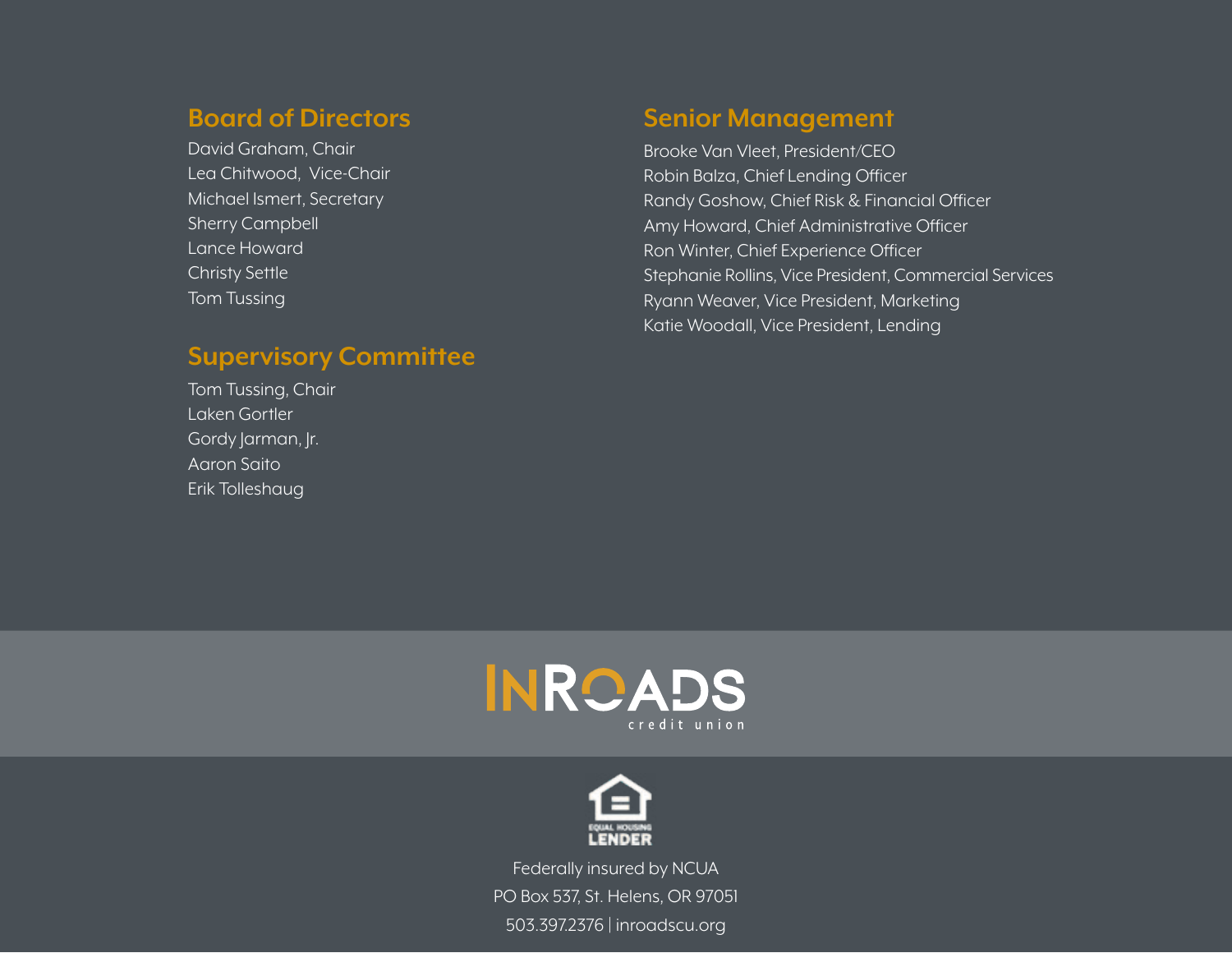## Board of Directors

David Graham, Chair
Lea Chitwood, Vice-Chair
Michael Ismert, Secretary
Sherry Campbell
Lance Howard
Christy Settle
Tom Tussing

## Supervisory Committee

Tom Tussing, Chair
Laken Gortler
Gordy Jarman, Jr.
Aaron Saito
Erik Tolleshaug

## Senior Management

Brooke Van Vleet, President/CEO
Robin Balza, Chief Lending Officer
Randy Goshow, Chief Risk & Financial Officer
Amy Howard, Chief Administrative Officer
Ron Winter, Chief Experience Officer
Stephanie Rollins, Vice President, Commercial Services
Ryann Weaver, Vice President, Marketing
Katie Woodall, Vice President, Lending

INROADS credit union

EQUAL HOUSING LENDER

Federally insured by NCUA
PO Box 537, St. Helens, OR 97051
503.397.2376 | inroadscu.org